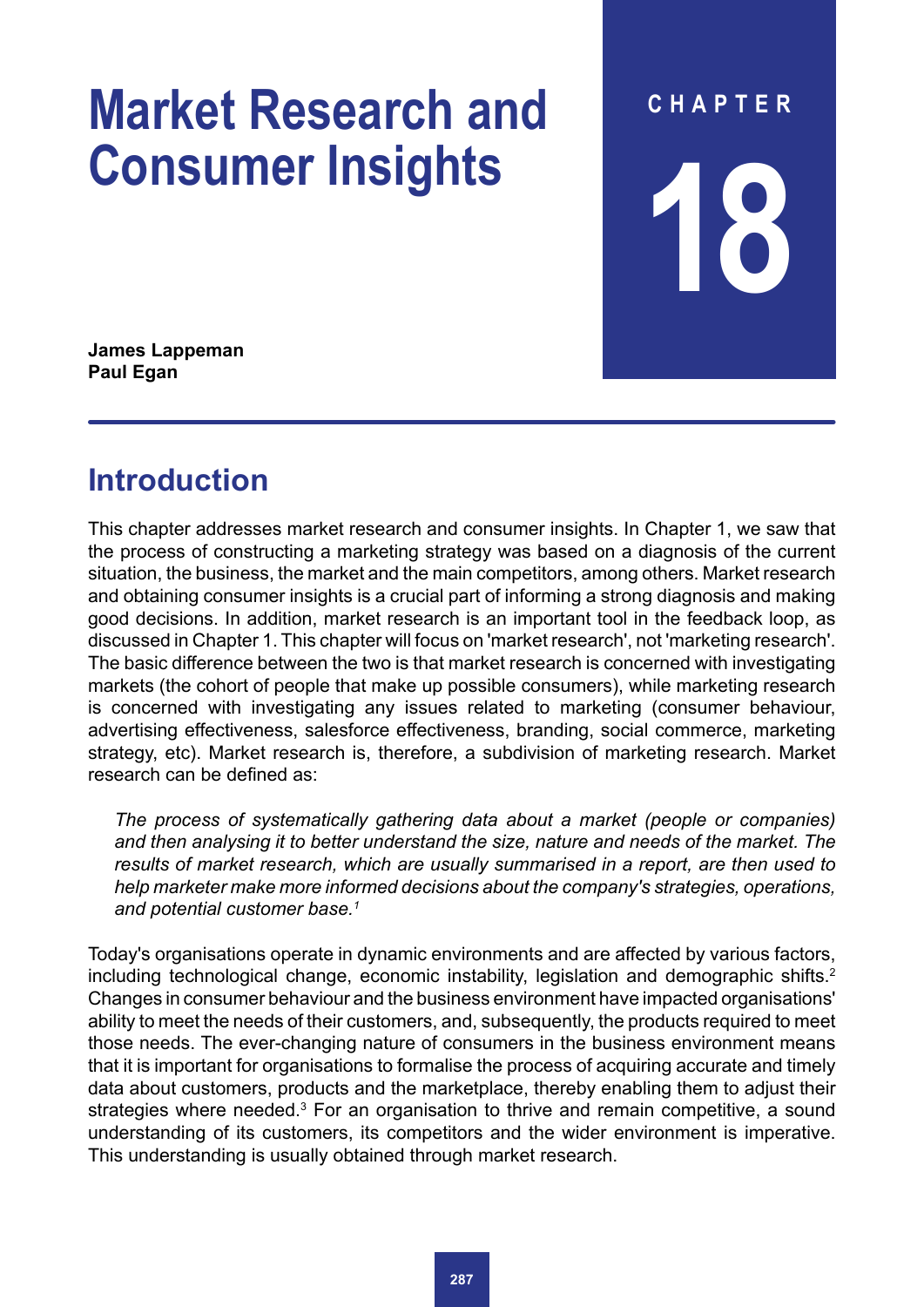# Market Research and Consumer Insights

CHAPTER 18

**James Lappeman**
**Paul Egan**

## Introduction

This chapter addresses market research and consumer insights. In Chapter 1, we saw that the process of constructing a marketing strategy was based on a diagnosis of the current situation, the business, the market and the main competitors, among others. Market research and obtaining consumer insights is a crucial part of informing a strong diagnosis and making good decisions. In addition, market research is an important tool in the feedback loop, as discussed in Chapter 1. This chapter will focus on 'market research', not 'marketing research'. The basic difference between the two is that market research is concerned with investigating markets (the cohort of people that make up possible consumers), while marketing research is concerned with investigating any issues related to marketing (consumer behaviour, advertising effectiveness, salesforce effectiveness, branding, social commerce, marketing strategy, etc). Market research is, therefore, a subdivision of marketing research. Market research can be defined as:

> *The process of systematically gathering data about a market (people or companies) and then analysing it to better understand the size, nature and needs of the market. The results of market research, which are usually summarised in a report, are then used to help marketer make more informed decisions about the company's strategies, operations, and potential customer base.*[1]

Today's organisations operate in dynamic environments and are affected by various factors, including technological change, economic instability, legislation and demographic shifts.[2] Changes in consumer behaviour and the business environment have impacted organisations' ability to meet the needs of their customers, and, subsequently, the products required to meet those needs. The ever-changing nature of consumers in the business environment means that it is important for organisations to formalise the process of acquiring accurate and timely data about customers, products and the marketplace, thereby enabling them to adjust their strategies where needed.[3] For an organisation to thrive and remain competitive, a sound understanding of its customers, its competitors and the wider environment is imperative. This understanding is usually obtained through market research.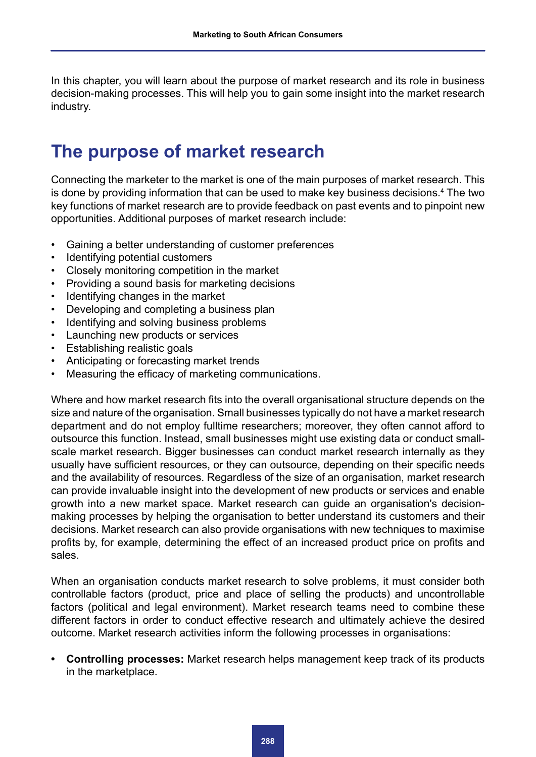In this chapter, you will learn about the purpose of market research and its role in business decision-making processes. This will help you to gain some insight into the market research industry.

## The purpose of market research

Connecting the marketer to the market is one of the main purposes of market research. This is done by providing information that can be used to make key business decisions.[4] The two key functions of market research are to provide feedback on past events and to pinpoint new opportunities. Additional purposes of market research include:

- Gaining a better understanding of customer preferences
- Identifying potential customers
- Closely monitoring competition in the market
- Providing a sound basis for marketing decisions
- Identifying changes in the market
- Developing and completing a business plan
- Identifying and solving business problems
- Launching new products or services
- Establishing realistic goals
- Anticipating or forecasting market trends
- Measuring the efficacy of marketing communications.

Where and how market research fits into the overall organisational structure depends on the size and nature of the organisation. Small businesses typically do not have a market research department and do not employ fulltime researchers; moreover, they often cannot afford to outsource this function. Instead, small businesses might use existing data or conduct small-scale market research. Bigger businesses can conduct market research internally as they usually have sufficient resources, or they can outsource, depending on their specific needs and the availability of resources. Regardless of the size of an organisation, market research can provide invaluable insight into the development of new products or services and enable growth into a new market space. Market research can guide an organisation's decision-making processes by helping the organisation to better understand its customers and their decisions. Market research can also provide organisations with new techniques to maximise profits by, for example, determining the effect of an increased product price on profits and sales.

When an organisation conducts market research to solve problems, it must consider both controllable factors (product, price and place of selling the products) and uncontrollable factors (political and legal environment). Market research teams need to combine these different factors in order to conduct effective research and ultimately achieve the desired outcome. Market research activities inform the following processes in organisations:

- **Controlling processes:** Market research helps management keep track of its products in the marketplace.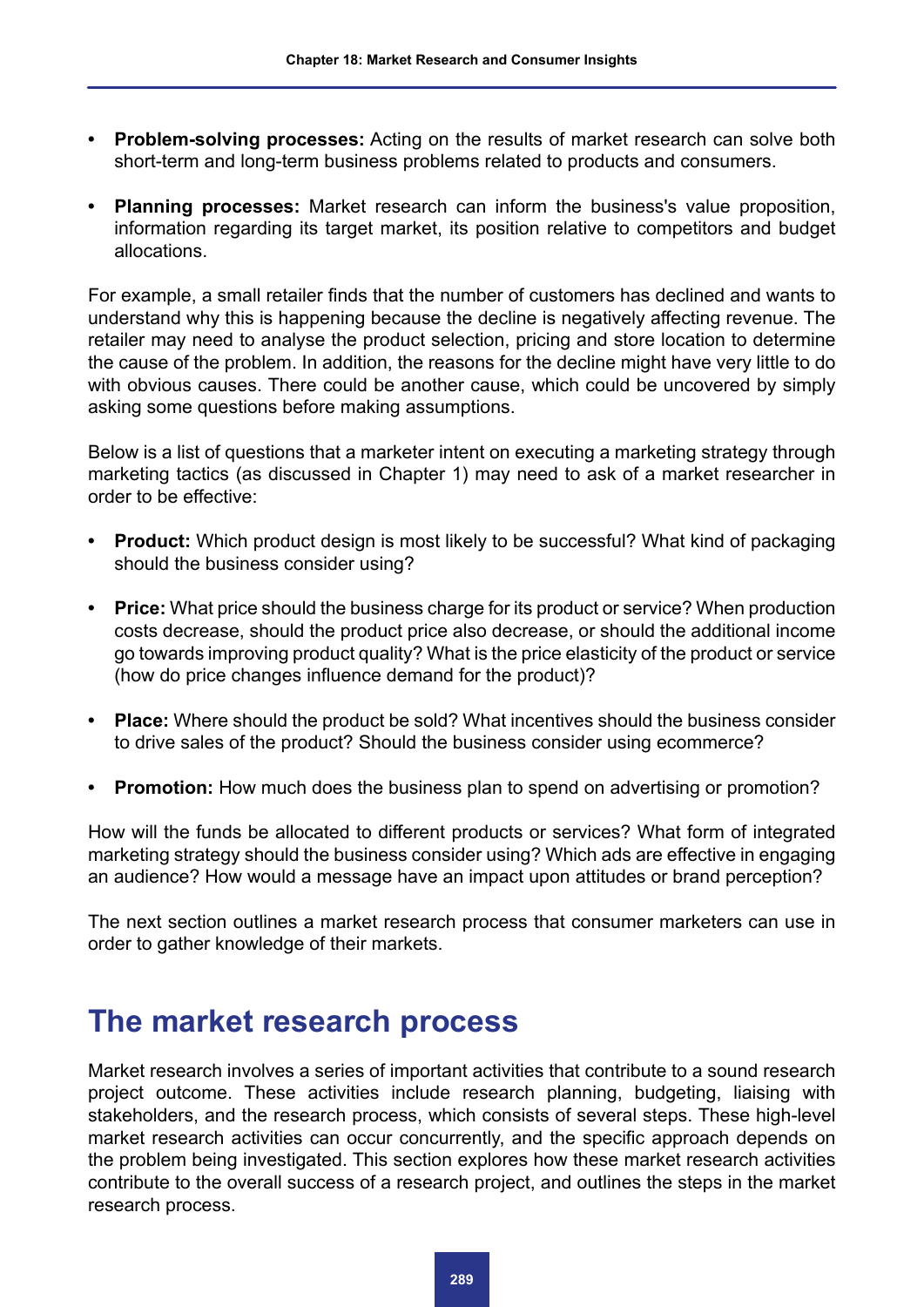- **Problem-solving processes:** Acting on the results of market research can solve both short-term and long-term business problems related to products and consumers.

- **Planning processes:** Market research can inform the business's value proposition, information regarding its target market, its position relative to competitors and budget allocations.

For example, a small retailer finds that the number of customers has declined and wants to understand why this is happening because the decline is negatively affecting revenue. The retailer may need to analyse the product selection, pricing and store location to determine the cause of the problem. In addition, the reasons for the decline might have very little to do with obvious causes. There could be another cause, which could be uncovered by simply asking some questions before making assumptions.

Below is a list of questions that a marketer intent on executing a marketing strategy through marketing tactics (as discussed in Chapter 1) may need to ask of a market researcher in order to be effective:

- **Product:** Which product design is most likely to be successful? What kind of packaging should the business consider using?

- **Price:** What price should the business charge for its product or service? When production costs decrease, should the product price also decrease, or should the additional income go towards improving product quality? What is the price elasticity of the product or service (how do price changes influence demand for the product)?

- **Place:** Where should the product be sold? What incentives should the business consider to drive sales of the product? Should the business consider using ecommerce?

- **Promotion:** How much does the business plan to spend on advertising or promotion?

How will the funds be allocated to different products or services? What form of integrated marketing strategy should the business consider using? Which ads are effective in engaging an audience? How would a message have an impact upon attitudes or brand perception?

The next section outlines a market research process that consumer marketers can use in order to gather knowledge of their markets.

## The market research process

Market research involves a series of important activities that contribute to a sound research project outcome. These activities include research planning, budgeting, liaising with stakeholders, and the research process, which consists of several steps. These high-level market research activities can occur concurrently, and the specific approach depends on the problem being investigated. This section explores how these market research activities contribute to the overall success of a research project, and outlines the steps in the market research process.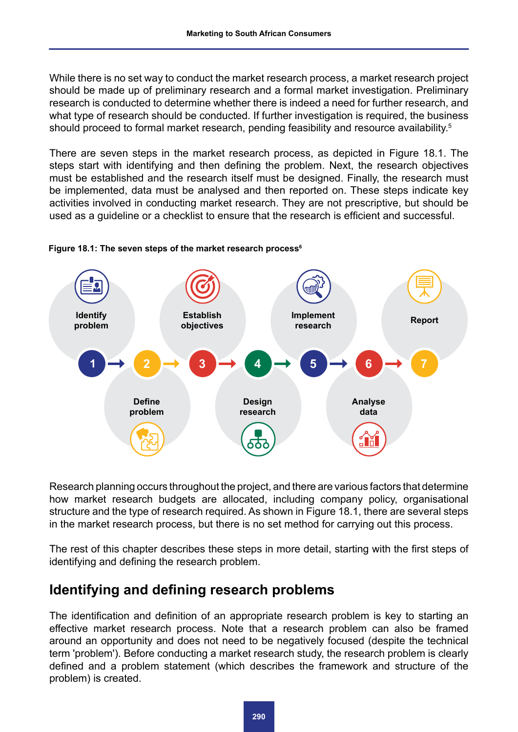While there is no set way to conduct the market research process, a market research project should be made up of preliminary research and a formal market investigation. Preliminary research is conducted to determine whether there is indeed a need for further research, and what type of research should be conducted. If further investigation is required, the business should proceed to formal market research, pending feasibility and resource availability.[5]

There are seven steps in the market research process, as depicted in Figure 18.1. The steps start with identifying and then defining the problem. Next, the research objectives must be established and the research itself must be designed. Finally, the research must be implemented, data must be analysed and then reported on. These steps indicate key activities involved in conducting market research. They are not prescriptive, but should be used as a guideline or a checklist to ensure that the research is efficient and successful.

**Figure 18.1: The seven steps of the market research process[6]**

1. Identify problem
2. Define problem
3. Establish objectives
4. Design research
5. Implement research
6. Analyse data
7. Report

Research planning occurs throughout the project, and there are various factors that determine how market research budgets are allocated, including company policy, organisational structure and the type of research required. As shown in Figure 18.1, there are several steps in the market research process, but there is no set method for carrying out this process.

The rest of this chapter describes these steps in more detail, starting with the first steps of identifying and defining the research problem.

## Identifying and defining research problems

The identification and definition of an appropriate research problem is key to starting an effective market research process. Note that a research problem can also be framed around an opportunity and does not need to be negatively focused (despite the technical term 'problem'). Before conducting a market research study, the research problem is clearly defined and a problem statement (which describes the framework and structure of the problem) is created.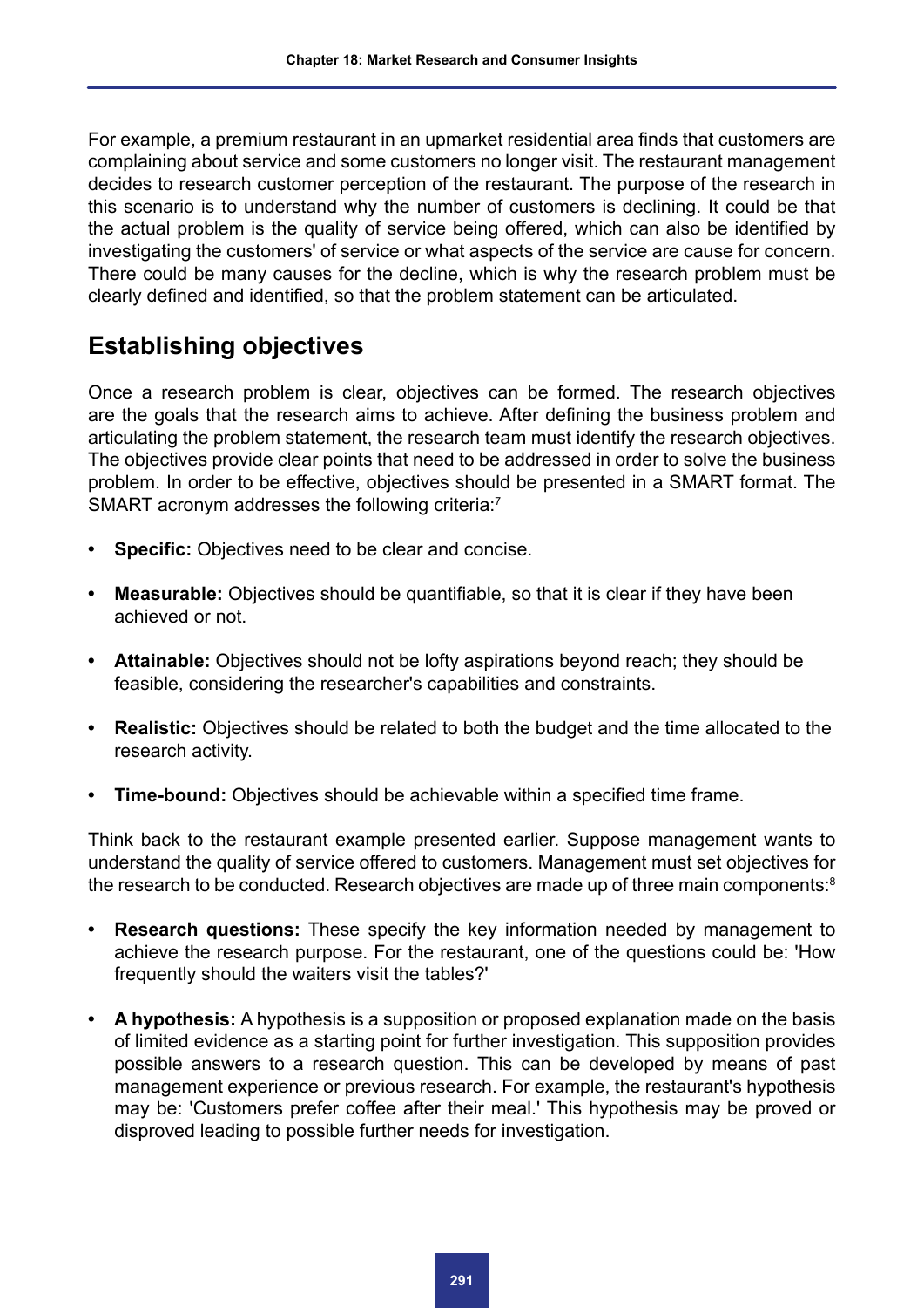For example, a premium restaurant in an upmarket residential area finds that customers are complaining about service and some customers no longer visit. The restaurant management decides to research customer perception of the restaurant. The purpose of the research in this scenario is to understand why the number of customers is declining. It could be that the actual problem is the quality of service being offered, which can also be identified by investigating the customers' of service or what aspects of the service are cause for concern. There could be many causes for the decline, which is why the research problem must be clearly defined and identified, so that the problem statement can be articulated.

## Establishing objectives

Once a research problem is clear, objectives can be formed. The research objectives are the goals that the research aims to achieve. After defining the business problem and articulating the problem statement, the research team must identify the research objectives. The objectives provide clear points that need to be addressed in order to solve the business problem. In order to be effective, objectives should be presented in a SMART format. The SMART acronym addresses the following criteria:[7]

- **Specific:** Objectives need to be clear and concise.
- **Measurable:** Objectives should be quantifiable, so that it is clear if they have been achieved or not.
- **Attainable:** Objectives should not be lofty aspirations beyond reach; they should be feasible, considering the researcher's capabilities and constraints.
- **Realistic:** Objectives should be related to both the budget and the time allocated to the research activity.
- **Time-bound:** Objectives should be achievable within a specified time frame.

Think back to the restaurant example presented earlier. Suppose management wants to understand the quality of service offered to customers. Management must set objectives for the research to be conducted. Research objectives are made up of three main components:[8]

- **Research questions:** These specify the key information needed by management to achieve the research purpose. For the restaurant, one of the questions could be: 'How frequently should the waiters visit the tables?'
- **A hypothesis:** A hypothesis is a supposition or proposed explanation made on the basis of limited evidence as a starting point for further investigation. This supposition provides possible answers to a research question. This can be developed by means of past management experience or previous research. For example, the restaurant's hypothesis may be: 'Customers prefer coffee after their meal.' This hypothesis may be proved or disproved leading to possible further needs for investigation.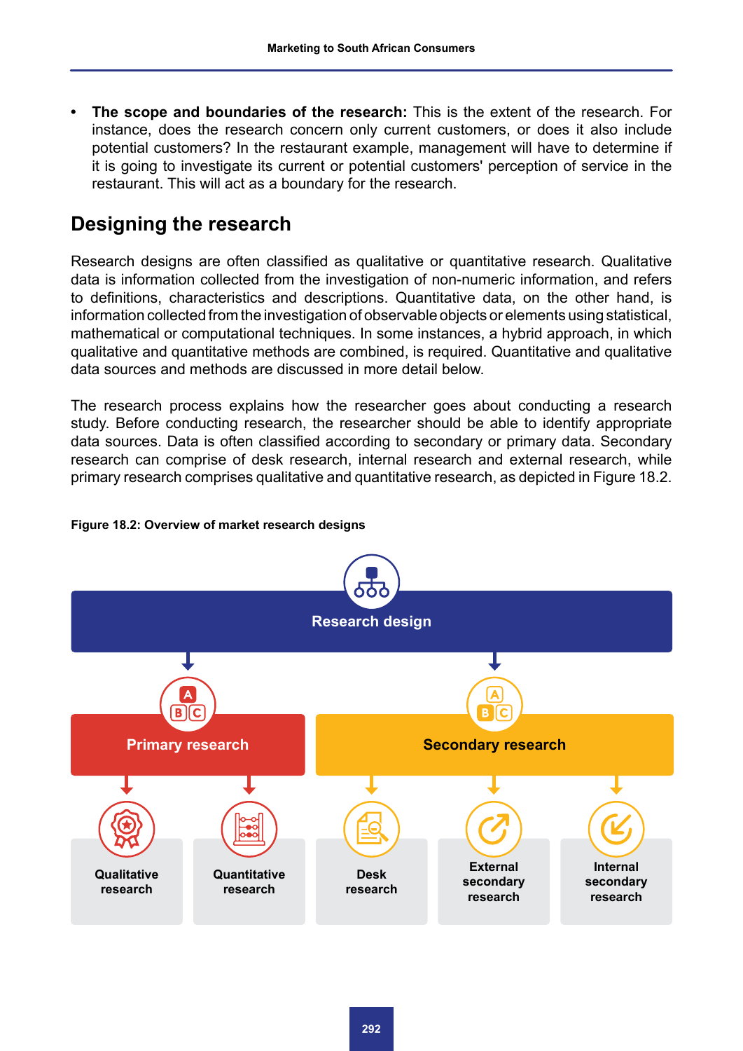- **The scope and boundaries of the research:** This is the extent of the research. For instance, does the research concern only current customers, or does it also include potential customers? In the restaurant example, management will have to determine if it is going to investigate its current or potential customers' perception of service in the restaurant. This will act as a boundary for the research.

## Designing the research

Research designs are often classified as qualitative or quantitative research. Qualitative data is information collected from the investigation of non-numeric information, and refers to definitions, characteristics and descriptions. Quantitative data, on the other hand, is information collected from the investigation of observable objects or elements using statistical, mathematical or computational techniques. In some instances, a hybrid approach, in which qualitative and quantitative methods are combined, is required. Quantitative and qualitative data sources and methods are discussed in more detail below.

The research process explains how the researcher goes about conducting a research study. Before conducting research, the researcher should be able to identify appropriate data sources. Data is often classified according to secondary or primary data. Secondary research can comprise of desk research, internal research and external research, while primary research comprises qualitative and quantitative research, as depicted in Figure 18.2.

**Figure 18.2: Overview of market research designs**

Research design
- Primary research
  - Qualitative research
  - Quantitative research
- Secondary research
  - Desk research
  - External secondary research
  - Internal secondary research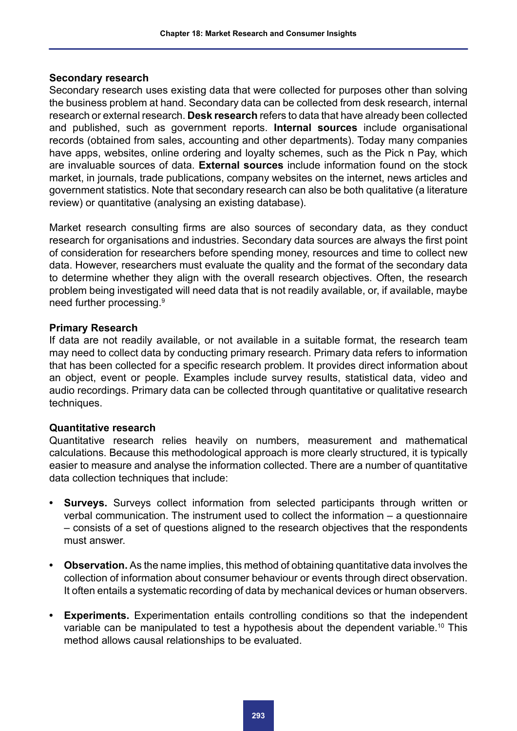### Secondary research

Secondary research uses existing data that were collected for purposes other than solving the business problem at hand. Secondary data can be collected from desk research, internal research or external research. **Desk research** refers to data that have already been collected and published, such as government reports. **Internal sources** include organisational records (obtained from sales, accounting and other departments). Today many companies have apps, websites, online ordering and loyalty schemes, such as the Pick n Pay, which are invaluable sources of data. **External sources** include information found on the stock market, in journals, trade publications, company websites on the internet, news articles and government statistics. Note that secondary research can also be both qualitative (a literature review) or quantitative (analysing an existing database).

Market research consulting firms are also sources of secondary data, as they conduct research for organisations and industries. Secondary data sources are always the first point of consideration for researchers before spending money, resources and time to collect new data. However, researchers must evaluate the quality and the format of the secondary data to determine whether they align with the overall research objectives. Often, the research problem being investigated will need data that is not readily available, or, if available, maybe need further processing.[9]

### Primary Research

If data are not readily available, or not available in a suitable format, the research team may need to collect data by conducting primary research. Primary data refers to information that has been collected for a specific research problem. It provides direct information about an object, event or people. Examples include survey results, statistical data, video and audio recordings. Primary data can be collected through quantitative or qualitative research techniques.

### Quantitative research

Quantitative research relies heavily on numbers, measurement and mathematical calculations. Because this methodological approach is more clearly structured, it is typically easier to measure and analyse the information collected. There are a number of quantitative data collection techniques that include:

- **Surveys.** Surveys collect information from selected participants through written or verbal communication. The instrument used to collect the information – a questionnaire – consists of a set of questions aligned to the research objectives that the respondents must answer.
- **Observation.** As the name implies, this method of obtaining quantitative data involves the collection of information about consumer behaviour or events through direct observation. It often entails a systematic recording of data by mechanical devices or human observers.
- **Experiments.** Experimentation entails controlling conditions so that the independent variable can be manipulated to test a hypothesis about the dependent variable.[10] This method allows causal relationships to be evaluated.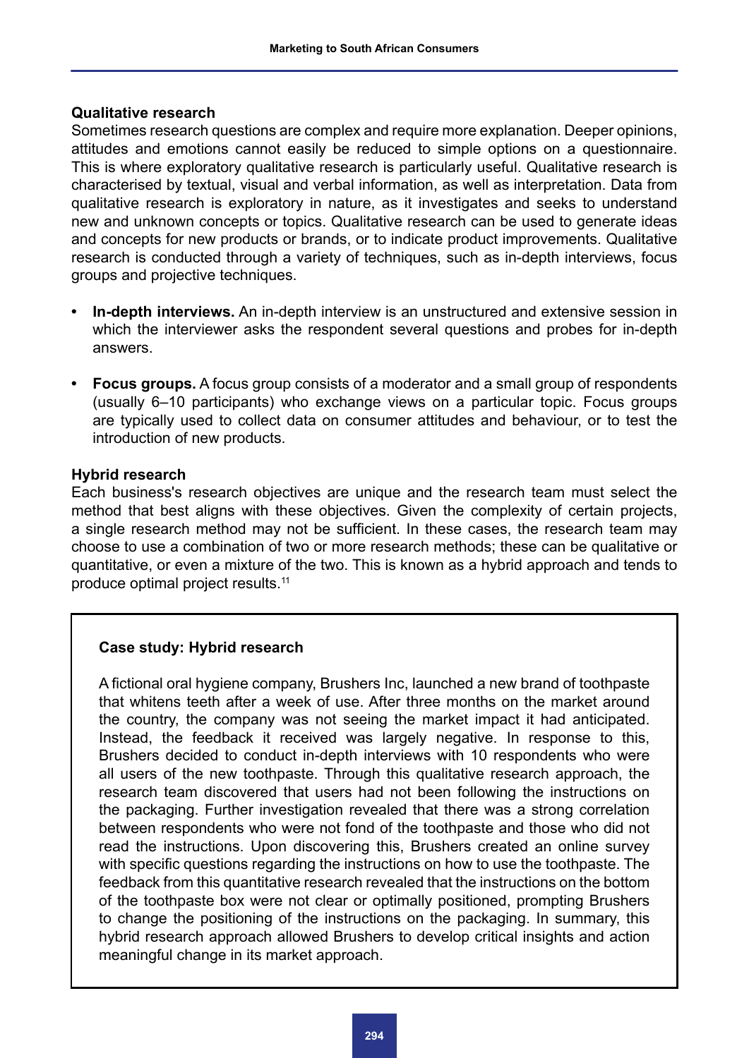### Qualitative research

Sometimes research questions are complex and require more explanation. Deeper opinions, attitudes and emotions cannot easily be reduced to simple options on a questionnaire. This is where exploratory qualitative research is particularly useful. Qualitative research is characterised by textual, visual and verbal information, as well as interpretation. Data from qualitative research is exploratory in nature, as it investigates and seeks to understand new and unknown concepts or topics. Qualitative research can be used to generate ideas and concepts for new products or brands, or to indicate product improvements. Qualitative research is conducted through a variety of techniques, such as in-depth interviews, focus groups and projective techniques.

- **In-depth interviews.** An in-depth interview is an unstructured and extensive session in which the interviewer asks the respondent several questions and probes for in-depth answers.
- **Focus groups.** A focus group consists of a moderator and a small group of respondents (usually 6–10 participants) who exchange views on a particular topic. Focus groups are typically used to collect data on consumer attitudes and behaviour, or to test the introduction of new products.

### Hybrid research

Each business's research objectives are unique and the research team must select the method that best aligns with these objectives. Given the complexity of certain projects, a single research method may not be sufficient. In these cases, the research team may choose to use a combination of two or more research methods; these can be qualitative or quantitative, or even a mixture of the two. This is known as a hybrid approach and tends to produce optimal project results.[11]

> **Case study: Hybrid research**
>
> A fictional oral hygiene company, Brushers Inc, launched a new brand of toothpaste that whitens teeth after a week of use. After three months on the market around the country, the company was not seeing the market impact it had anticipated. Instead, the feedback it received was largely negative. In response to this, Brushers decided to conduct in-depth interviews with 10 respondents who were all users of the new toothpaste. Through this qualitative research approach, the research team discovered that users had not been following the instructions on the packaging. Further investigation revealed that there was a strong correlation between respondents who were not fond of the toothpaste and those who did not read the instructions. Upon discovering this, Brushers created an online survey with specific questions regarding the instructions on how to use the toothpaste. The feedback from this quantitative research revealed that the instructions on the bottom of the toothpaste box were not clear or optimally positioned, prompting Brushers to change the positioning of the instructions on the packaging. In summary, this hybrid research approach allowed Brushers to develop critical insights and action meaningful change in its market approach.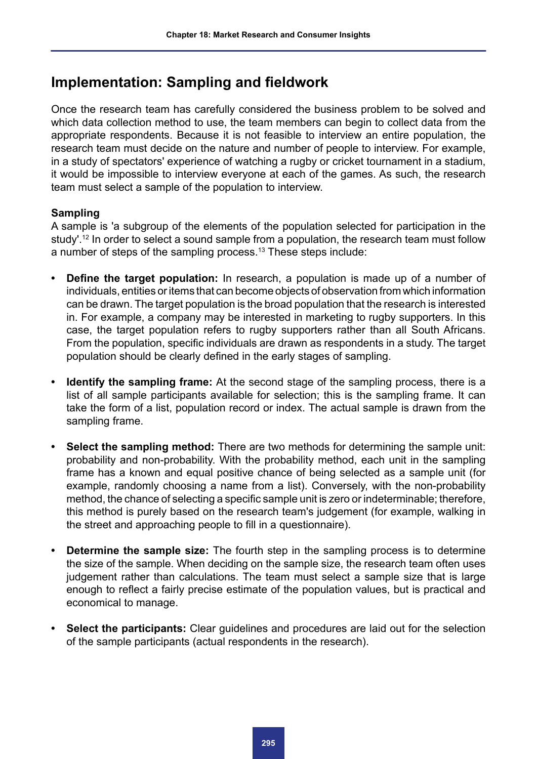## Implementation: Sampling and fieldwork

Once the research team has carefully considered the business problem to be solved and which data collection method to use, the team members can begin to collect data from the appropriate respondents. Because it is not feasible to interview an entire population, the research team must decide on the nature and number of people to interview. For example, in a study of spectators' experience of watching a rugby or cricket tournament in a stadium, it would be impossible to interview everyone at each of the games. As such, the research team must select a sample of the population to interview.

### Sampling

A sample is 'a subgroup of the elements of the population selected for participation in the study'.[12] In order to select a sound sample from a population, the research team must follow a number of steps of the sampling process.[13] These steps include:

- **Define the target population:** In research, a population is made up of a number of individuals, entities or items that can become objects of observation from which information can be drawn. The target population is the broad population that the research is interested in. For example, a company may be interested in marketing to rugby supporters. In this case, the target population refers to rugby supporters rather than all South Africans. From the population, specific individuals are drawn as respondents in a study. The target population should be clearly defined in the early stages of sampling.
- **Identify the sampling frame:** At the second stage of the sampling process, there is a list of all sample participants available for selection; this is the sampling frame. It can take the form of a list, population record or index. The actual sample is drawn from the sampling frame.
- **Select the sampling method:** There are two methods for determining the sample unit: probability and non-probability. With the probability method, each unit in the sampling frame has a known and equal positive chance of being selected as a sample unit (for example, randomly choosing a name from a list). Conversely, with the non-probability method, the chance of selecting a specific sample unit is zero or indeterminable; therefore, this method is purely based on the research team's judgement (for example, walking in the street and approaching people to fill in a questionnaire).
- **Determine the sample size:** The fourth step in the sampling process is to determine the size of the sample. When deciding on the sample size, the research team often uses judgement rather than calculations. The team must select a sample size that is large enough to reflect a fairly precise estimate of the population values, but is practical and economical to manage.
- **Select the participants:** Clear guidelines and procedures are laid out for the selection of the sample participants (actual respondents in the research).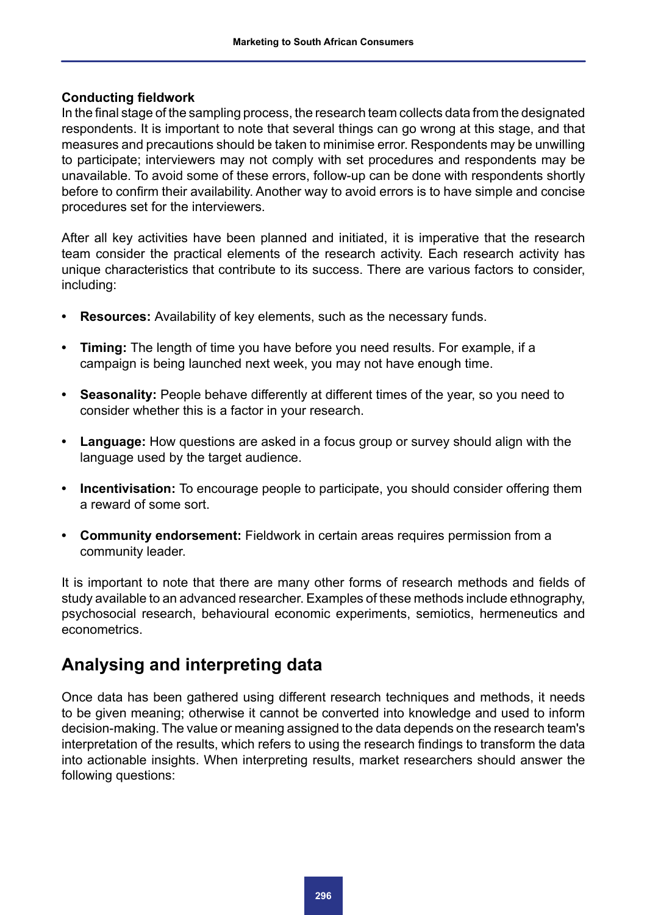### Conducting fieldwork

In the final stage of the sampling process, the research team collects data from the designated respondents. It is important to note that several things can go wrong at this stage, and that measures and precautions should be taken to minimise error. Respondents may be unwilling to participate; interviewers may not comply with set procedures and respondents may be unavailable. To avoid some of these errors, follow-up can be done with respondents shortly before to confirm their availability. Another way to avoid errors is to have simple and concise procedures set for the interviewers.

After all key activities have been planned and initiated, it is imperative that the research team consider the practical elements of the research activity. Each research activity has unique characteristics that contribute to its success. There are various factors to consider, including:

- **Resources:** Availability of key elements, such as the necessary funds.
- **Timing:** The length of time you have before you need results. For example, if a campaign is being launched next week, you may not have enough time.
- **Seasonality:** People behave differently at different times of the year, so you need to consider whether this is a factor in your research.
- **Language:** How questions are asked in a focus group or survey should align with the language used by the target audience.
- **Incentivisation:** To encourage people to participate, you should consider offering them a reward of some sort.
- **Community endorsement:** Fieldwork in certain areas requires permission from a community leader.

It is important to note that there are many other forms of research methods and fields of study available to an advanced researcher. Examples of these methods include ethnography, psychosocial research, behavioural economic experiments, semiotics, hermeneutics and econometrics.

## Analysing and interpreting data

Once data has been gathered using different research techniques and methods, it needs to be given meaning; otherwise it cannot be converted into knowledge and used to inform decision-making. The value or meaning assigned to the data depends on the research team's interpretation of the results, which refers to using the research findings to transform the data into actionable insights. When interpreting results, market researchers should answer the following questions: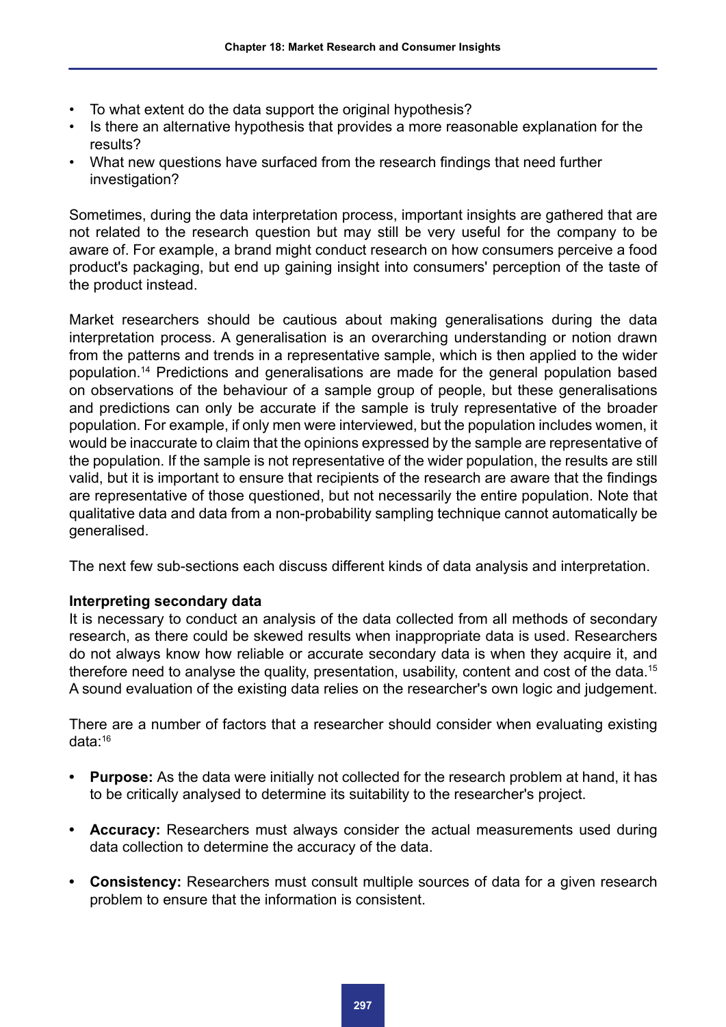- To what extent do the data support the original hypothesis?
- Is there an alternative hypothesis that provides a more reasonable explanation for the results?
- What new questions have surfaced from the research findings that need further investigation?

Sometimes, during the data interpretation process, important insights are gathered that are not related to the research question but may still be very useful for the company to be aware of. For example, a brand might conduct research on how consumers perceive a food product's packaging, but end up gaining insight into consumers' perception of the taste of the product instead.

Market researchers should be cautious about making generalisations during the data interpretation process. A generalisation is an overarching understanding or notion drawn from the patterns and trends in a representative sample, which is then applied to the wider population.[14] Predictions and generalisations are made for the general population based on observations of the behaviour of a sample group of people, but these generalisations and predictions can only be accurate if the sample is truly representative of the broader population. For example, if only men were interviewed, but the population includes women, it would be inaccurate to claim that the opinions expressed by the sample are representative of the population. If the sample is not representative of the wider population, the results are still valid, but it is important to ensure that recipients of the research are aware that the findings are representative of those questioned, but not necessarily the entire population. Note that qualitative data and data from a non-probability sampling technique cannot automatically be generalised.

The next few sub-sections each discuss different kinds of data analysis and interpretation.

**Interpreting secondary data**

It is necessary to conduct an analysis of the data collected from all methods of secondary research, as there could be skewed results when inappropriate data is used. Researchers do not always know how reliable or accurate secondary data is when they acquire it, and therefore need to analyse the quality, presentation, usability, content and cost of the data.[15] A sound evaluation of the existing data relies on the researcher's own logic and judgement.

There are a number of factors that a researcher should consider when evaluating existing data:[16]

- **Purpose:** As the data were initially not collected for the research problem at hand, it has to be critically analysed to determine its suitability to the researcher's project.
- **Accuracy:** Researchers must always consider the actual measurements used during data collection to determine the accuracy of the data.
- **Consistency:** Researchers must consult multiple sources of data for a given research problem to ensure that the information is consistent.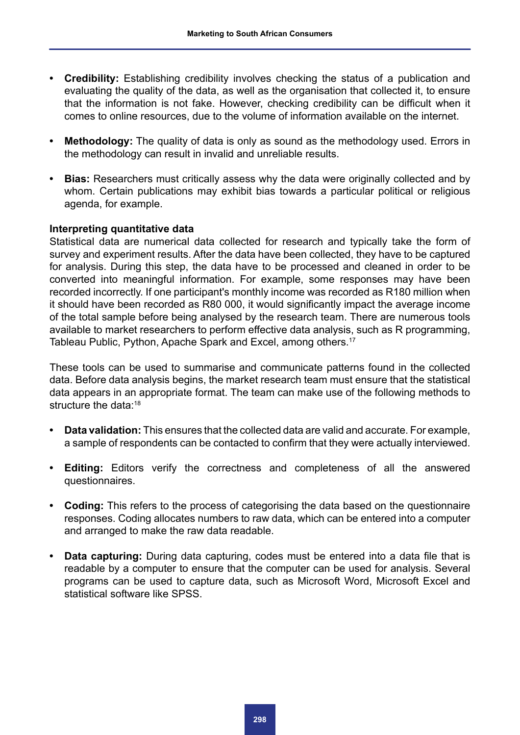- **Credibility:** Establishing credibility involves checking the status of a publication and evaluating the quality of the data, as well as the organisation that collected it, to ensure that the information is not fake. However, checking credibility can be difficult when it comes to online resources, due to the volume of information available on the internet.

- **Methodology:** The quality of data is only as sound as the methodology used. Errors in the methodology can result in invalid and unreliable results.

- **Bias:** Researchers must critically assess why the data were originally collected and by whom. Certain publications may exhibit bias towards a particular political or religious agenda, for example.

**Interpreting quantitative data**

Statistical data are numerical data collected for research and typically take the form of survey and experiment results. After the data have been collected, they have to be captured for analysis. During this step, the data have to be processed and cleaned in order to be converted into meaningful information. For example, some responses may have been recorded incorrectly. If one participant's monthly income was recorded as R180 million when it should have been recorded as R80 000, it would significantly impact the average income of the total sample before being analysed by the research team. There are numerous tools available to market researchers to perform effective data analysis, such as R programming, Tableau Public, Python, Apache Spark and Excel, among others.[17]

These tools can be used to summarise and communicate patterns found in the collected data. Before data analysis begins, the market research team must ensure that the statistical data appears in an appropriate format. The team can make use of the following methods to structure the data:[18]

- **Data validation:** This ensures that the collected data are valid and accurate. For example, a sample of respondents can be contacted to confirm that they were actually interviewed.

- **Editing:** Editors verify the correctness and completeness of all the answered questionnaires.

- **Coding:** This refers to the process of categorising the data based on the questionnaire responses. Coding allocates numbers to raw data, which can be entered into a computer and arranged to make the raw data readable.

- **Data capturing:** During data capturing, codes must be entered into a data file that is readable by a computer to ensure that the computer can be used for analysis. Several programs can be used to capture data, such as Microsoft Word, Microsoft Excel and statistical software like SPSS.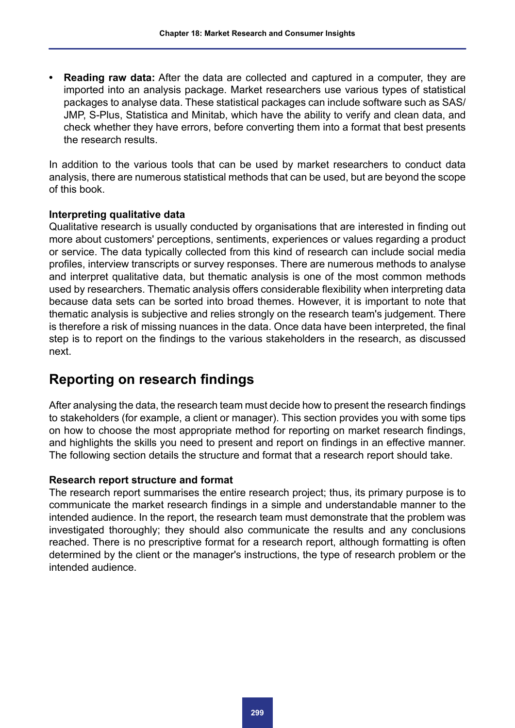- **Reading raw data:** After the data are collected and captured in a computer, they are imported into an analysis package. Market researchers use various types of statistical packages to analyse data. These statistical packages can include software such as SAS/ JMP, S-Plus, Statistica and Minitab, which have the ability to verify and clean data, and check whether they have errors, before converting them into a format that best presents the research results.

In addition to the various tools that can be used by market researchers to conduct data analysis, there are numerous statistical methods that can be used, but are beyond the scope of this book.

#### Interpreting qualitative data

Qualitative research is usually conducted by organisations that are interested in finding out more about customers' perceptions, sentiments, experiences or values regarding a product or service. The data typically collected from this kind of research can include social media profiles, interview transcripts or survey responses. There are numerous methods to analyse and interpret qualitative data, but thematic analysis is one of the most common methods used by researchers. Thematic analysis offers considerable flexibility when interpreting data because data sets can be sorted into broad themes. However, it is important to note that thematic analysis is subjective and relies strongly on the research team's judgement. There is therefore a risk of missing nuances in the data. Once data have been interpreted, the final step is to report on the findings to the various stakeholders in the research, as discussed next.

## Reporting on research findings

After analysing the data, the research team must decide how to present the research findings to stakeholders (for example, a client or manager). This section provides you with some tips on how to choose the most appropriate method for reporting on market research findings, and highlights the skills you need to present and report on findings in an effective manner. The following section details the structure and format that a research report should take.

#### Research report structure and format

The research report summarises the entire research project; thus, its primary purpose is to communicate the market research findings in a simple and understandable manner to the intended audience. In the report, the research team must demonstrate that the problem was investigated thoroughly; they should also communicate the results and any conclusions reached. There is no prescriptive format for a research report, although formatting is often determined by the client or the manager's instructions, the type of research problem or the intended audience.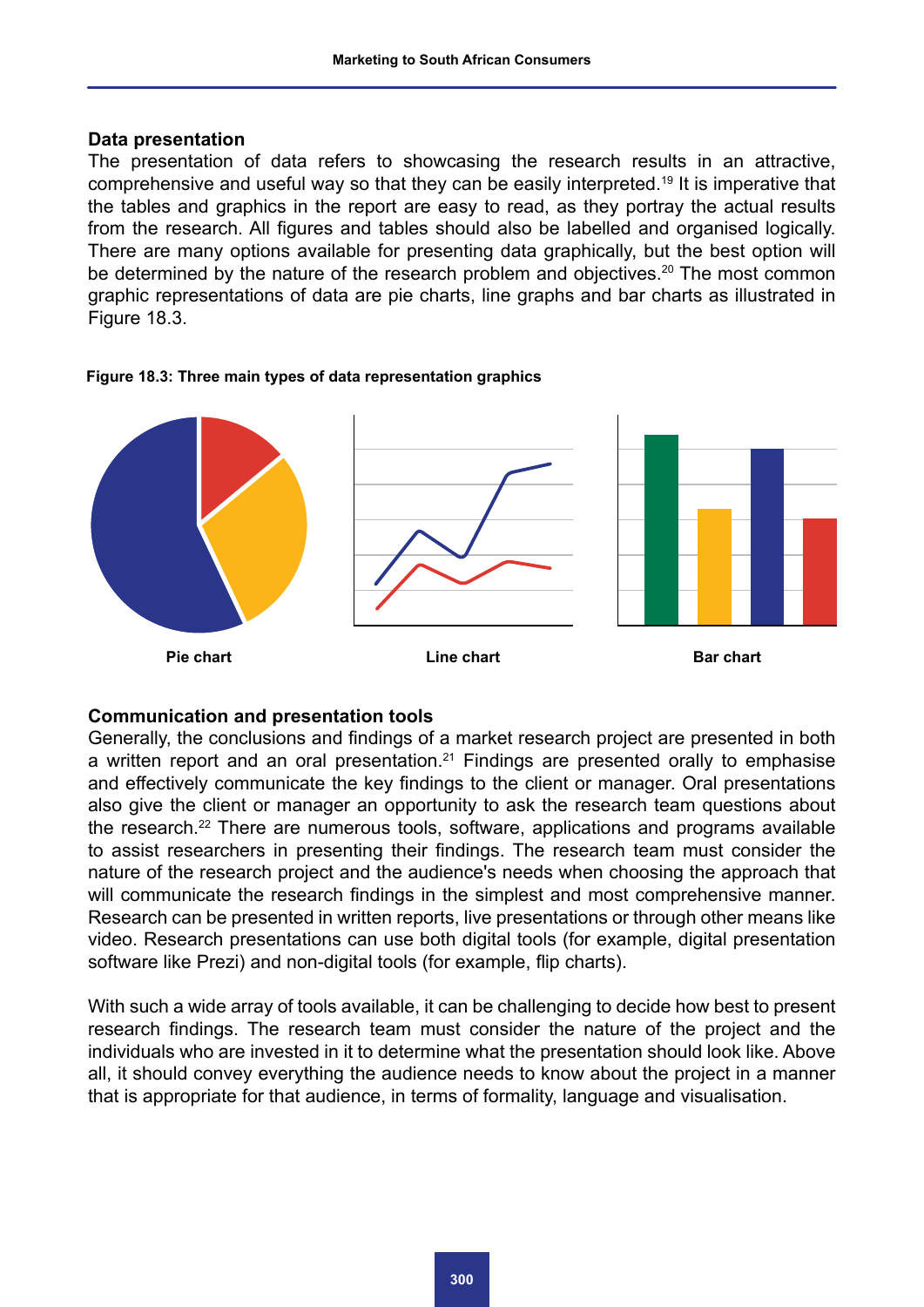### Data presentation

The presentation of data refers to showcasing the research results in an attractive, comprehensive and useful way so that they can be easily interpreted.[19] It is imperative that the tables and graphics in the report are easy to read, as they portray the actual results from the research. All figures and tables should also be labelled and organised logically. There are many options available for presenting data graphically, but the best option will be determined by the nature of the research problem and objectives.[20] The most common graphic representations of data are pie charts, line graphs and bar charts as illustrated in Figure 18.3.

**Figure 18.3: Three main types of data representation graphics**

Pie chart | Line chart | Bar chart

### Communication and presentation tools

Generally, the conclusions and findings of a market research project are presented in both a written report and an oral presentation.[21] Findings are presented orally to emphasise and effectively communicate the key findings to the client or manager. Oral presentations also give the client or manager an opportunity to ask the research team questions about the research.[22] There are numerous tools, software, applications and programs available to assist researchers in presenting their findings. The research team must consider the nature of the research project and the audience's needs when choosing the approach that will communicate the research findings in the simplest and most comprehensive manner. Research can be presented in written reports, live presentations or through other means like video. Research presentations can use both digital tools (for example, digital presentation software like Prezi) and non-digital tools (for example, flip charts).

With such a wide array of tools available, it can be challenging to decide how best to present research findings. The research team must consider the nature of the project and the individuals who are invested in it to determine what the presentation should look like. Above all, it should convey everything the audience needs to know about the project in a manner that is appropriate for that audience, in terms of formality, language and visualisation.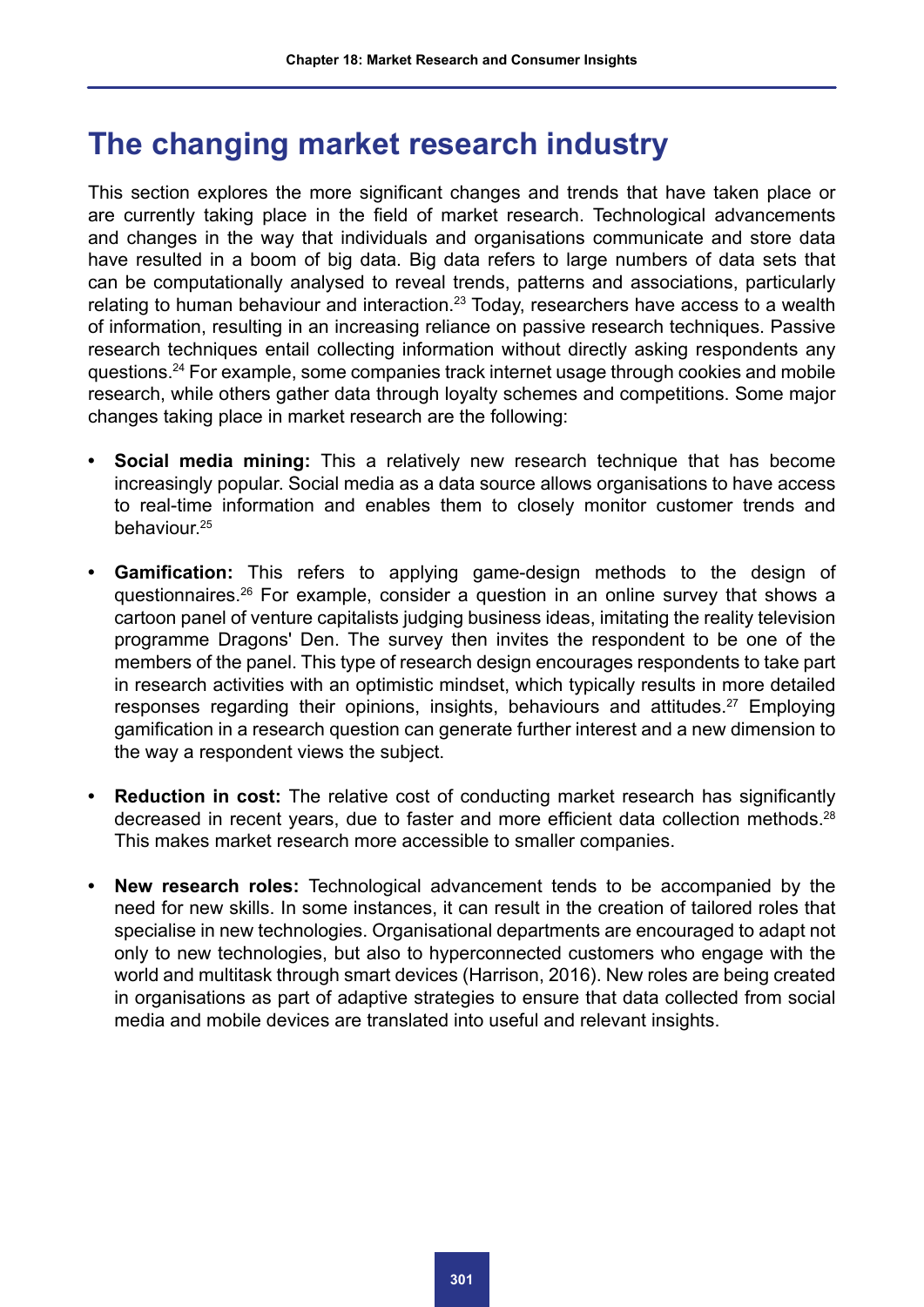# The changing market research industry

This section explores the more significant changes and trends that have taken place or are currently taking place in the field of market research. Technological advancements and changes in the way that individuals and organisations communicate and store data have resulted in a boom of big data. Big data refers to large numbers of data sets that can be computationally analysed to reveal trends, patterns and associations, particularly relating to human behaviour and interaction.[23] Today, researchers have access to a wealth of information, resulting in an increasing reliance on passive research techniques. Passive research techniques entail collecting information without directly asking respondents any questions.[24] For example, some companies track internet usage through cookies and mobile research, while others gather data through loyalty schemes and competitions. Some major changes taking place in market research are the following:

- **Social media mining:** This a relatively new research technique that has become increasingly popular. Social media as a data source allows organisations to have access to real-time information and enables them to closely monitor customer trends and behaviour.[25]

- **Gamification:** This refers to applying game-design methods to the design of questionnaires.[26] For example, consider a question in an online survey that shows a cartoon panel of venture capitalists judging business ideas, imitating the reality television programme Dragons' Den. The survey then invites the respondent to be one of the members of the panel. This type of research design encourages respondents to take part in research activities with an optimistic mindset, which typically results in more detailed responses regarding their opinions, insights, behaviours and attitudes.[27] Employing gamification in a research question can generate further interest and a new dimension to the way a respondent views the subject.

- **Reduction in cost:** The relative cost of conducting market research has significantly decreased in recent years, due to faster and more efficient data collection methods.[28] This makes market research more accessible to smaller companies.

- **New research roles:** Technological advancement tends to be accompanied by the need for new skills. In some instances, it can result in the creation of tailored roles that specialise in new technologies. Organisational departments are encouraged to adapt not only to new technologies, but also to hyperconnected customers who engage with the world and multitask through smart devices (Harrison, 2016). New roles are being created in organisations as part of adaptive strategies to ensure that data collected from social media and mobile devices are translated into useful and relevant insights.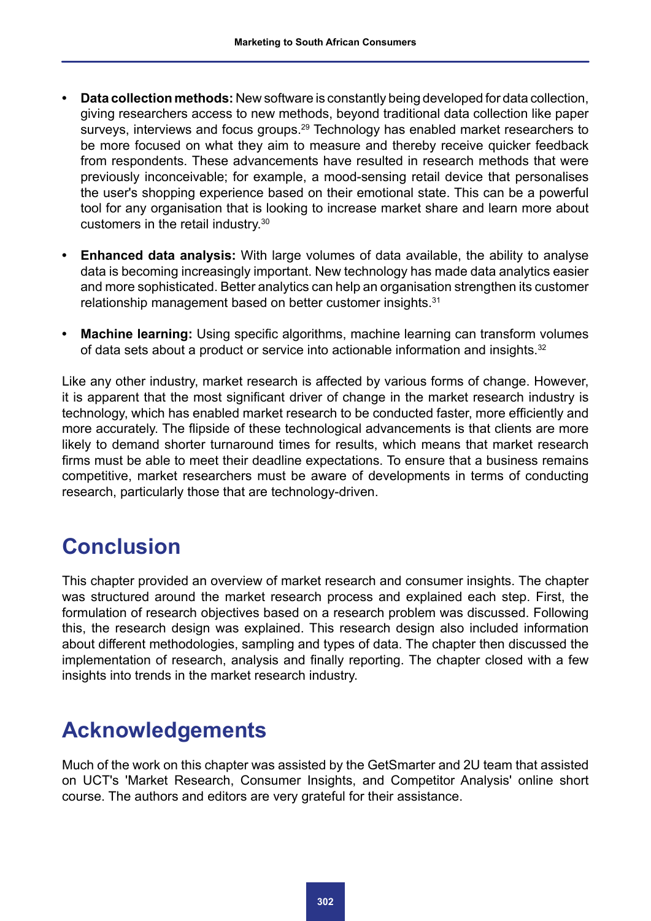- **Data collection methods:** New software is constantly being developed for data collection, giving researchers access to new methods, beyond traditional data collection like paper surveys, interviews and focus groups.[29] Technology has enabled market researchers to be more focused on what they aim to measure and thereby receive quicker feedback from respondents. These advancements have resulted in research methods that were previously inconceivable; for example, a mood-sensing retail device that personalises the user's shopping experience based on their emotional state. This can be a powerful tool for any organisation that is looking to increase market share and learn more about customers in the retail industry.[30]
- **Enhanced data analysis:** With large volumes of data available, the ability to analyse data is becoming increasingly important. New technology has made data analytics easier and more sophisticated. Better analytics can help an organisation strengthen its customer relationship management based on better customer insights.[31]
- **Machine learning:** Using specific algorithms, machine learning can transform volumes of data sets about a product or service into actionable information and insights.[32]

Like any other industry, market research is affected by various forms of change. However, it is apparent that the most significant driver of change in the market research industry is technology, which has enabled market research to be conducted faster, more efficiently and more accurately. The flipside of these technological advancements is that clients are more likely to demand shorter turnaround times for results, which means that market research firms must be able to meet their deadline expectations. To ensure that a business remains competitive, market researchers must be aware of developments in terms of conducting research, particularly those that are technology-driven.

# Conclusion

This chapter provided an overview of market research and consumer insights. The chapter was structured around the market research process and explained each step. First, the formulation of research objectives based on a research problem was discussed. Following this, the research design was explained. This research design also included information about different methodologies, sampling and types of data. The chapter then discussed the implementation of research, analysis and finally reporting. The chapter closed with a few insights into trends in the market research industry.

# Acknowledgements

Much of the work on this chapter was assisted by the GetSmarter and 2U team that assisted on UCT's 'Market Research, Consumer Insights, and Competitor Analysis' online short course. The authors and editors are very grateful for their assistance.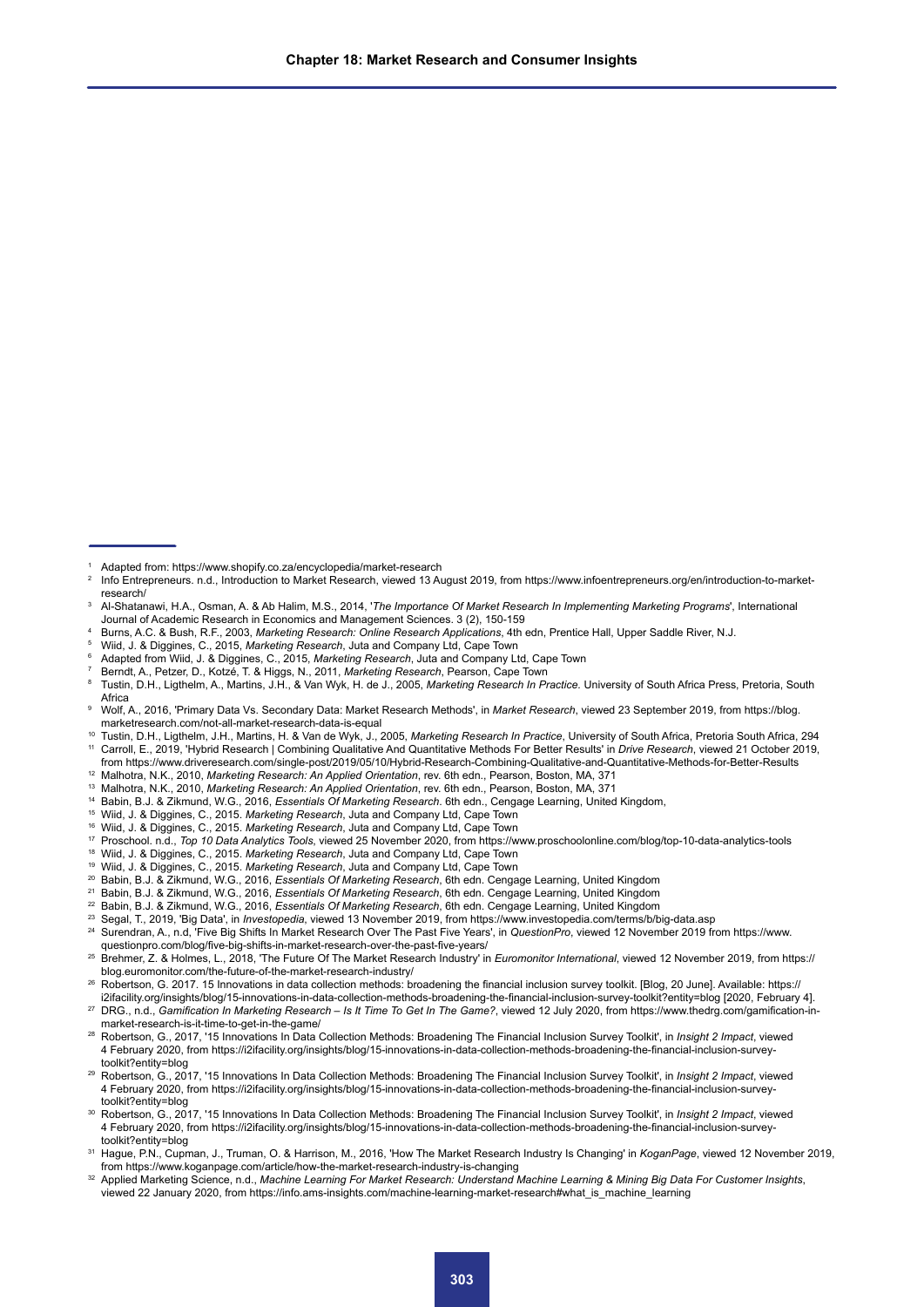[1] Adapted from: https://www.shopify.co.za/encyclopedia/market-research

[2] Info Entrepreneurs. n.d., Introduction to Market Research, viewed 13 August 2019, from https://www.infoentrepreneurs.org/en/introduction-to-market-research/

[3] Al-Shatanawi, H.A., Osman, A. & Ab Halim, M.S., 2014, '*The Importance Of Market Research In Implementing Marketing Programs*', International Journal of Academic Research in Economics and Management Sciences. 3 (2), 150-159

[4] Burns, A.C. & Bush, R.F., 2003, *Marketing Research: Online Research Applications*, 4th edn, Prentice Hall, Upper Saddle River, N.J.

[5] Wiid, J. & Diggines, C., 2015, *Marketing Research*, Juta and Company Ltd, Cape Town

[6] Adapted from Wiid, J. & Diggines, C., 2015, *Marketing Research*, Juta and Company Ltd, Cape Town

[7] Berndt, A., Petzer, D., Kotzé, T. & Higgs, N., 2011, *Marketing Research*, Pearson, Cape Town

[8] Tustin, D.H., Ligthelm, A., Martins, J.H., & Van Wyk, H. de J., 2005, *Marketing Research In Practice*. University of South Africa Press, Pretoria, South Africa

[9] Wolf, A., 2016, 'Primary Data Vs. Secondary Data: Market Research Methods', in *Market Research*, viewed 23 September 2019, from https://blog.marketresearch.com/not-all-market-research-data-is-equal

[10] Tustin, D.H., Ligthelm, J.H., Martins, H. & Van de Wyk, J., 2005, *Marketing Research In Practice*, University of South Africa, Pretoria South Africa, 294

[11] Carroll, E., 2019, 'Hybrid Research | Combining Qualitative And Quantitative Methods For Better Results' in *Drive Research*, viewed 21 October 2019, from https://www.driveresearch.com/single-post/2019/05/10/Hybrid-Research-Combining-Qualitative-and-Quantitative-Methods-for-Better-Results

[12] Malhotra, N.K., 2010, *Marketing Research: An Applied Orientation*, rev. 6th edn., Pearson, Boston, MA, 371

[13] Malhotra, N.K., 2010, *Marketing Research: An Applied Orientation*, rev. 6th edn., Pearson, Boston, MA, 371

[14] Babin, B.J. & Zikmund, W.G., 2016, *Essentials Of Marketing Research*. 6th edn., Cengage Learning, United Kingdom,

[15] Wiid, J. & Diggines, C., 2015. *Marketing Research*, Juta and Company Ltd, Cape Town

[16] Wiid, J. & Diggines, C., 2015. *Marketing Research*, Juta and Company Ltd, Cape Town

[17] Proschool. n.d., *Top 10 Data Analytics Tools*, viewed 25 November 2020, from https://www.proschoolonline.com/blog/top-10-data-analytics-tools

[18] Wiid, J. & Diggines, C., 2015. *Marketing Research*, Juta and Company Ltd, Cape Town

[19] Wiid, J. & Diggines, C., 2015. *Marketing Research*, Juta and Company Ltd, Cape Town

[20] Babin, B.J. & Zikmund, W.G., 2016, *Essentials Of Marketing Research*, 6th edn. Cengage Learning, United Kingdom

[21] Babin, B.J. & Zikmund, W.G., 2016, *Essentials Of Marketing Research*, 6th edn. Cengage Learning, United Kingdom

[22] Babin, B.J. & Zikmund, W.G., 2016, *Essentials Of Marketing Research*, 6th edn. Cengage Learning, United Kingdom

[23] Segal, T., 2019, 'Big Data', in *Investopedia*, viewed 13 November 2019, from https://www.investopedia.com/terms/b/big-data.asp

[24] Surendran, A., n.d, 'Five Big Shifts In Market Research Over The Past Five Years', in *QuestionPro*, viewed 12 November 2019 from https://www.questionpro.com/blog/five-big-shifts-in-market-research-over-the-past-five-years/

[25] Brehmer, Z. & Holmes, L., 2018, 'The Future Of The Market Research Industry' in *Euromonitor International*, viewed 12 November 2019, from https://blog.euromonitor.com/the-future-of-the-market-research-industry/

[26] Robertson, G. 2017. 15 Innovations in data collection methods: broadening the financial inclusion survey toolkit. [Blog, 20 June]. Available: https://i2ifacility.org/insights/blog/15-innovations-in-data-collection-methods-broadening-the-financial-inclusion-survey-toolkit?entity=blog [2020, February 4].

[27] DRG., n.d., *Gamification In Marketing Research – Is It Time To Get In The Game?*, viewed 12 July 2020, from https://www.thedrg.com/gamification-in-market-research-is-it-time-to-get-in-the-game/

[28] Robertson, G., 2017, '15 Innovations In Data Collection Methods: Broadening The Financial Inclusion Survey Toolkit', in *Insight 2 Impact*, viewed 4 February 2020, from https://i2ifacility.org/insights/blog/15-innovations-in-data-collection-methods-broadening-the-financial-inclusion-survey-toolkit?entity=blog

[29] Robertson, G., 2017, '15 Innovations In Data Collection Methods: Broadening The Financial Inclusion Survey Toolkit', in *Insight 2 Impact*, viewed 4 February 2020, from https://i2ifacility.org/insights/blog/15-innovations-in-data-collection-methods-broadening-the-financial-inclusion-survey-toolkit?entity=blog

[30] Robertson, G., 2017, '15 Innovations In Data Collection Methods: Broadening The Financial Inclusion Survey Toolkit', in *Insight 2 Impact*, viewed 4 February 2020, from https://i2ifacility.org/insights/blog/15-innovations-in-data-collection-methods-broadening-the-financial-inclusion-survey-toolkit?entity=blog

[31] Hague, P.N., Cupman, J., Truman, O. & Harrison, M., 2016, 'How The Market Research Industry Is Changing' in *KoganPage*, viewed 12 November 2019, from https://www.koganpage.com/article/how-the-market-research-industry-is-changing

[32] Applied Marketing Science, n.d., *Machine Learning For Market Research: Understand Machine Learning & Mining Big Data For Customer Insights*, viewed 22 January 2020, from https://info.ams-insights.com/machine-learning-market-research#what_is_machine_learning